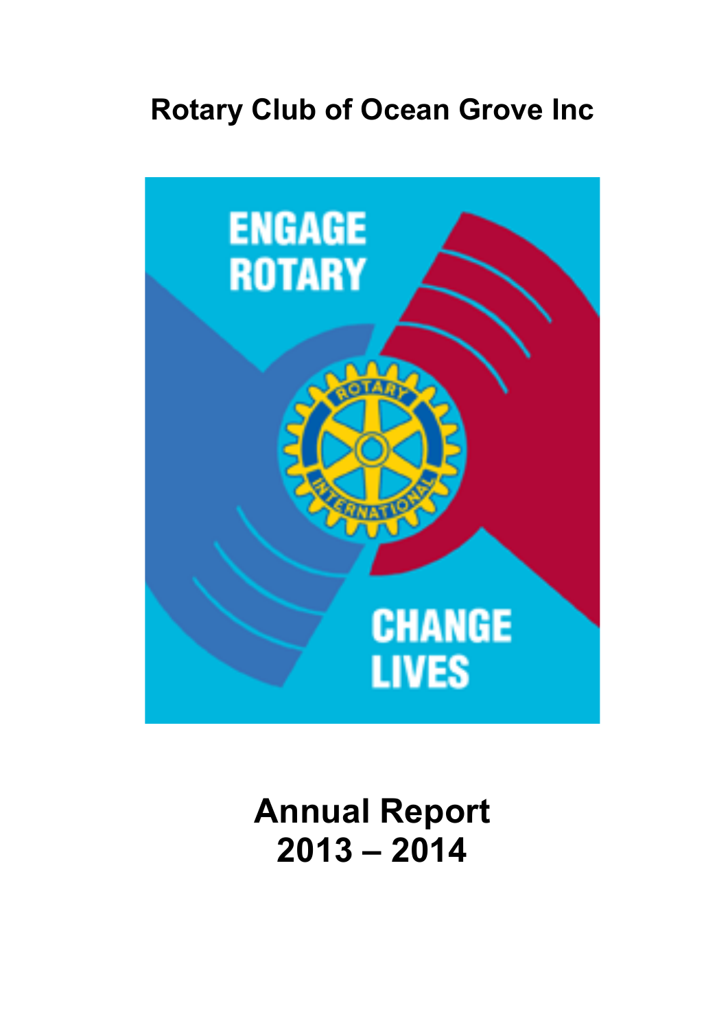# Rotary Club of Ocean Grove Inc

ENGAGE ROTARY

CHANGE LIVES

# Annual Report 2013 – 2014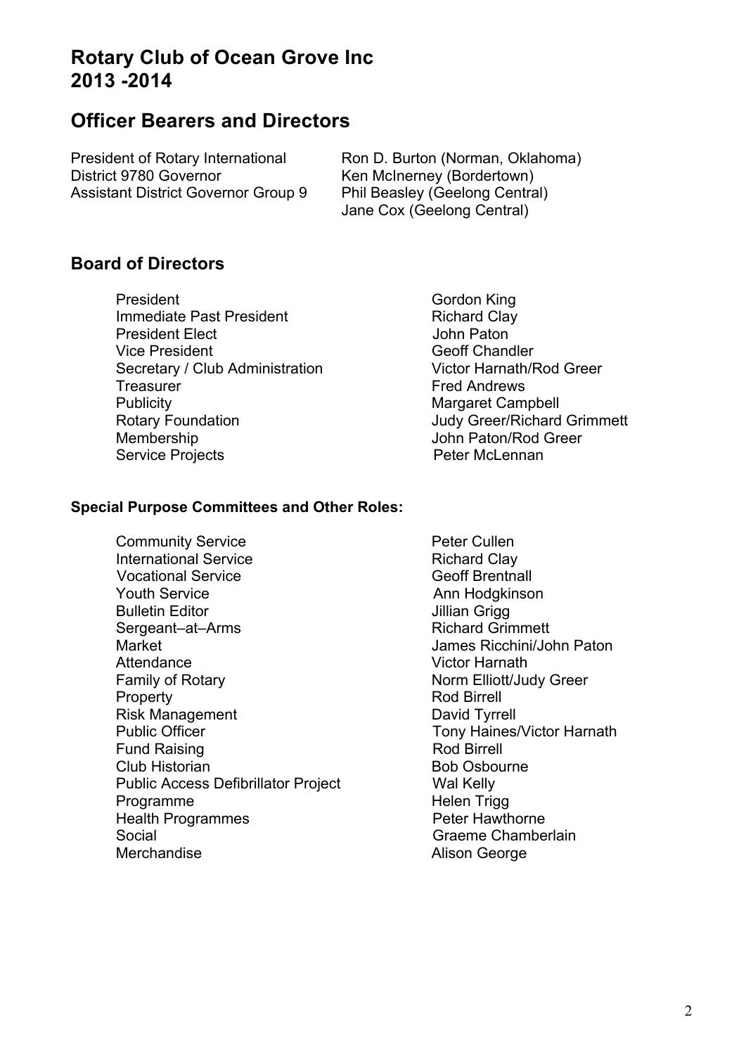# Rotary Club of Ocean Grove Inc
# 2013 -2014

## Officer Bearers and Directors

| | |
|---|---|
| President of Rotary International | Ron D. Burton (Norman, Oklahoma) |
| District 9780 Governor | Ken McInerney (Bordertown) |
| Assistant District Governor Group 9 | Phil Beasley (Geelong Central) |
| | Jane Cox (Geelong Central) |

## Board of Directors

| | |
|---|---|
| President | Gordon King |
| Immediate Past President | Richard Clay |
| President Elect | John Paton |
| Vice President | Geoff Chandler |
| Secretary / Club Administration | Victor Harnath/Rod Greer |
| Treasurer | Fred Andrews |
| Publicity | Margaret Campbell |
| Rotary Foundation | Judy Greer/Richard Grimmett |
| Membership | John Paton/Rod Greer |
| Service Projects | Peter McLennan |

**Special Purpose Committees and Other Roles:**

| | |
|---|---|
| Community Service | Peter Cullen |
| International Service | Richard Clay |
| Vocational Service | Geoff Brentnall |
| Youth Service | Ann Hodgkinson |
| Bulletin Editor | Jillian Grigg |
| Sergeant–at–Arms | Richard Grimmett |
| Market | James Ricchini/John Paton |
| Attendance | Victor Harnath |
| Family of Rotary | Norm Elliott/Judy Greer |
| Property | Rod Birrell |
| Risk Management | David Tyrrell |
| Public Officer | Tony Haines/Victor Harnath |
| Fund Raising | Rod Birrell |
| Club Historian | Bob Osbourne |
| Public Access Defibrillator Project | Wal Kelly |
| Programme | Helen Trigg |
| Health Programmes | Peter Hawthorne |
| Social | Graeme Chamberlain |
| Merchandise | Alison George |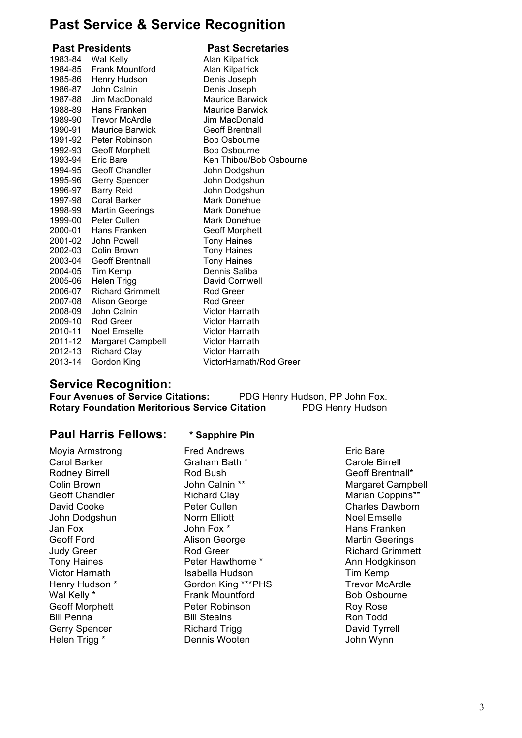# Past Service & Service Recognition

| Year | Past Presidents | Past Secretaries |
|---|---|---|
| 1983-84 | Wal Kelly | Alan Kilpatrick |
| 1984-85 | Frank Mountford | Alan Kilpatrick |
| 1985-86 | Henry Hudson | Denis Joseph |
| 1986-87 | John Calnin | Denis Joseph |
| 1987-88 | Jim MacDonald | Maurice Barwick |
| 1988-89 | Hans Franken | Maurice Barwick |
| 1989-90 | Trevor McArdle | Jim MacDonald |
| 1990-91 | Maurice Barwick | Geoff Brentnall |
| 1991-92 | Peter Robinson | Bob Osbourne |
| 1992-93 | Geoff Morphett | Bob Osbourne |
| 1993-94 | Eric Bare | Ken Thibou/Bob Osbourne |
| 1994-95 | Geoff Chandler | John Dodgshun |
| 1995-96 | Gerry Spencer | John Dodgshun |
| 1996-97 | Barry Reid | John Dodgshun |
| 1997-98 | Coral Barker | Mark Donehue |
| 1998-99 | Martin Geerings | Mark Donehue |
| 1999-00 | Peter Cullen | Mark Donehue |
| 2000-01 | Hans Franken | Geoff Morphett |
| 2001-02 | John Powell | Tony Haines |
| 2002-03 | Colin Brown | Tony Haines |
| 2003-04 | Geoff Brentnall | Tony Haines |
| 2004-05 | Tim Kemp | Dennis Saliba |
| 2005-06 | Helen Trigg | David Cornwell |
| 2006-07 | Richard Grimmett | Rod Greer |
| 2007-08 | Alison George | Rod Greer |
| 2008-09 | John Calnin | Victor Harnath |
| 2009-10 | Rod Greer | Victor Harnath |
| 2010-11 | Noel Emselle | Victor Harnath |
| 2011-12 | Margaret Campbell | Victor Harnath |
| 2012-13 | Richard Clay | Victor Harnath |
| 2013-14 | Gordon King | VictorHarnath/Rod Greer |

## Service Recognition:

**Four Avenues of Service Citations:** PDG Henry Hudson, PP John Fox.
**Rotary Foundation Meritorious Service Citation** PDG Henry Hudson

## Paul Harris Fellows: **\* Sapphire Pin**

| | | |
|---|---|---|
| Moyia Armstrong | Fred Andrews | Eric Bare |
| Carol Barker | Graham Bath * | Carole Birrell |
| Rodney Birrell | Rod Bush | Geoff Brentnall* |
| Colin Brown | John Calnin ** | Margaret Campbell |
| Geoff Chandler | Richard Clay | Marian Coppins** |
| David Cooke | Peter Cullen | Charles Dawborn |
| John Dodgshun | Norm Elliott | Noel Emselle |
| Jan Fox | John Fox * | Hans Franken |
| Geoff Ford | Alison George | Martin Geerings |
| Judy Greer | Rod Greer | Richard Grimmett |
| Tony Haines | Peter Hawthorne * | Ann Hodgkinson |
| Victor Harnath | Isabella Hudson | Tim Kemp |
| Henry Hudson * | Gordon King ***PHS | Trevor McArdle |
| Wal Kelly * | Frank Mountford | Bob Osbourne |
| Geoff Morphett | Peter Robinson | Roy Rose |
| Bill Penna | Bill Steains | Ron Todd |
| Gerry Spencer | Richard Trigg | David Tyrrell |
| Helen Trigg * | Dennis Wooten | John Wynn |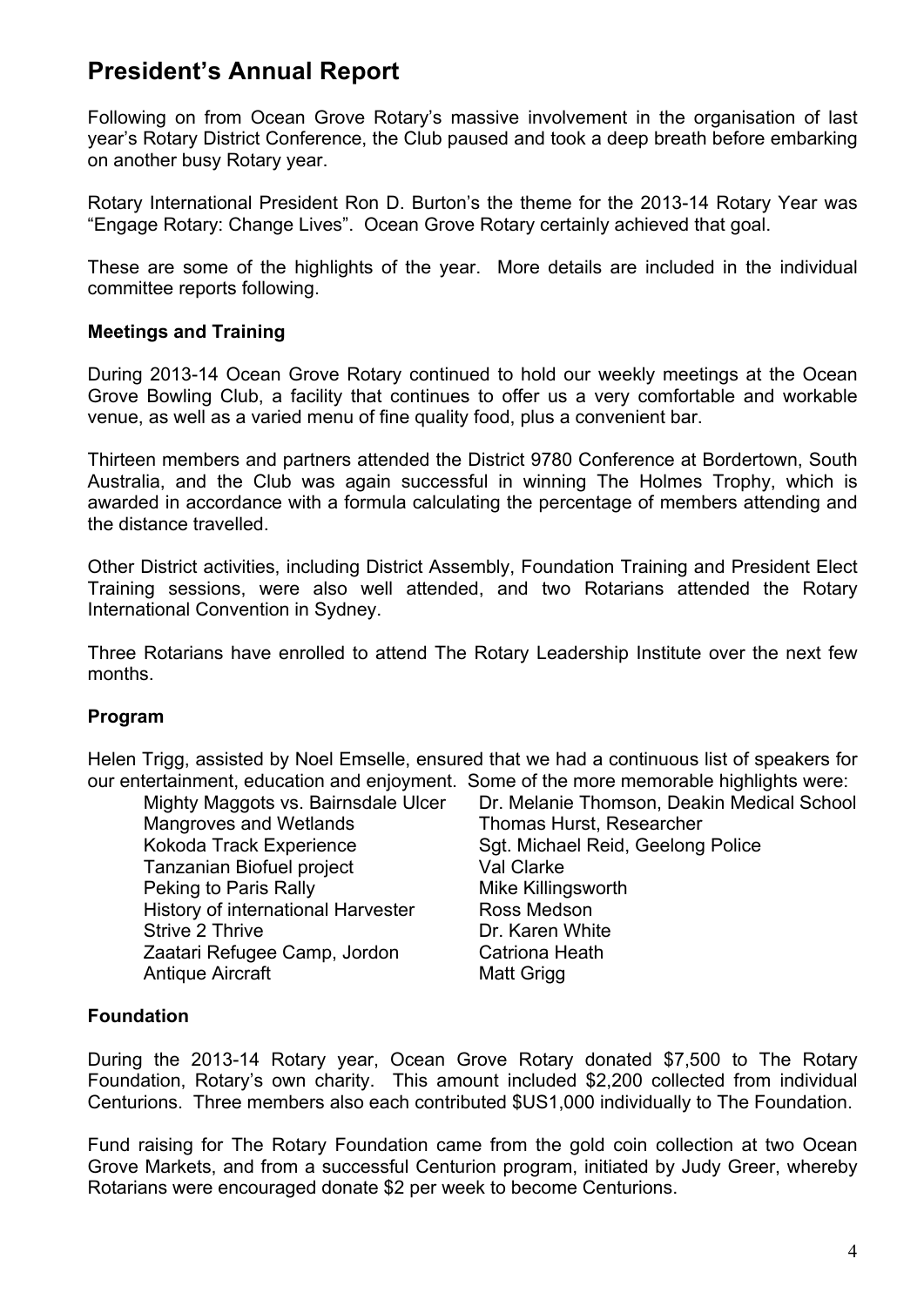# President's Annual Report

Following on from Ocean Grove Rotary's massive involvement in the organisation of last year's Rotary District Conference, the Club paused and took a deep breath before embarking on another busy Rotary year.

Rotary International President Ron D. Burton's the theme for the 2013-14 Rotary Year was "Engage Rotary: Change Lives". Ocean Grove Rotary certainly achieved that goal.

These are some of the highlights of the year. More details are included in the individual committee reports following.

### Meetings and Training

During 2013-14 Ocean Grove Rotary continued to hold our weekly meetings at the Ocean Grove Bowling Club, a facility that continues to offer us a very comfortable and workable venue, as well as a varied menu of fine quality food, plus a convenient bar.

Thirteen members and partners attended the District 9780 Conference at Bordertown, South Australia, and the Club was again successful in winning The Holmes Trophy, which is awarded in accordance with a formula calculating the percentage of members attending and the distance travelled.

Other District activities, including District Assembly, Foundation Training and President Elect Training sessions, were also well attended, and two Rotarians attended the Rotary International Convention in Sydney.

Three Rotarians have enrolled to attend The Rotary Leadership Institute over the next few months.

### Program

Helen Trigg, assisted by Noel Emselle, ensured that we had a continuous list of speakers for our entertainment, education and enjoyment. Some of the more memorable highlights were:

| | |
|---|---|
| Mighty Maggots vs. Bairnsdale Ulcer | Dr. Melanie Thomson, Deakin Medical School |
| Mangroves and Wetlands | Thomas Hurst, Researcher |
| Kokoda Track Experience | Sgt. Michael Reid, Geelong Police |
| Tanzanian Biofuel project | Val Clarke |
| Peking to Paris Rally | Mike Killingsworth |
| History of international Harvester | Ross Medson |
| Strive 2 Thrive | Dr. Karen White |
| Zaatari Refugee Camp, Jordon | Catriona Heath |
| Antique Aircraft | Matt Grigg |

### Foundation

During the 2013-14 Rotary year, Ocean Grove Rotary donated $7,500 to The Rotary Foundation, Rotary's own charity. This amount included $2,200 collected from individual Centurions. Three members also each contributed $US1,000 individually to The Foundation.

Fund raising for The Rotary Foundation came from the gold coin collection at two Ocean Grove Markets, and from a successful Centurion program, initiated by Judy Greer, whereby Rotarians were encouraged donate $2 per week to become Centurions.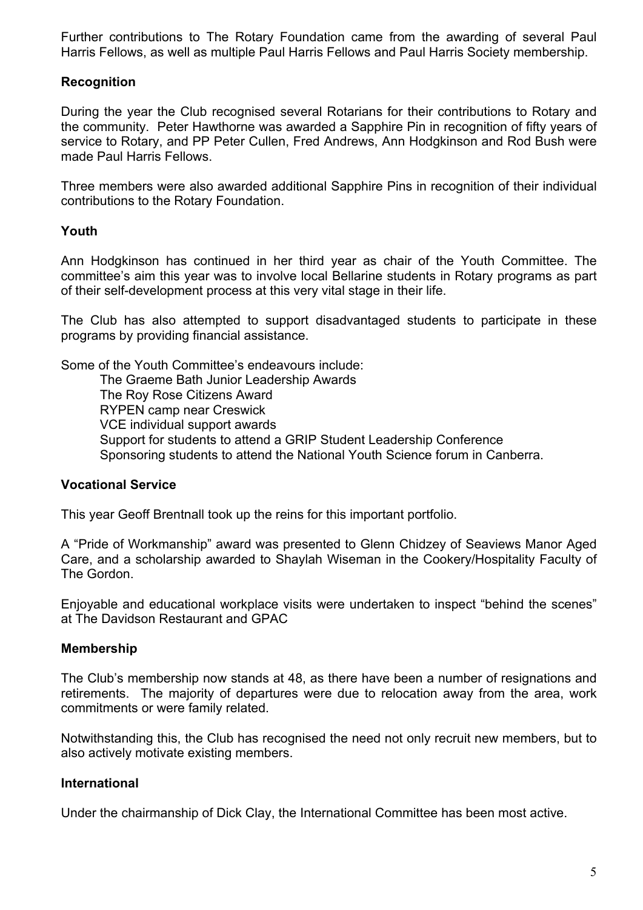Further contributions to The Rotary Foundation came from the awarding of several Paul Harris Fellows, as well as multiple Paul Harris Fellows and Paul Harris Society membership.

## Recognition

During the year the Club recognised several Rotarians for their contributions to Rotary and the community. Peter Hawthorne was awarded a Sapphire Pin in recognition of fifty years of service to Rotary, and PP Peter Cullen, Fred Andrews, Ann Hodgkinson and Rod Bush were made Paul Harris Fellows.

Three members were also awarded additional Sapphire Pins in recognition of their individual contributions to the Rotary Foundation.

## Youth

Ann Hodgkinson has continued in her third year as chair of the Youth Committee. The committee's aim this year was to involve local Bellarine students in Rotary programs as part of their self-development process at this very vital stage in their life.

The Club has also attempted to support disadvantaged students to participate in these programs by providing financial assistance.

Some of the Youth Committee's endeavours include:

- The Graeme Bath Junior Leadership Awards
- The Roy Rose Citizens Award
- RYPEN camp near Creswick
- VCE individual support awards
- Support for students to attend a GRIP Student Leadership Conference
- Sponsoring students to attend the National Youth Science forum in Canberra.

## Vocational Service

This year Geoff Brentnall took up the reins for this important portfolio.

A "Pride of Workmanship" award was presented to Glenn Chidzey of Seaviews Manor Aged Care, and a scholarship awarded to Shaylah Wiseman in the Cookery/Hospitality Faculty of The Gordon.

Enjoyable and educational workplace visits were undertaken to inspect "behind the scenes" at The Davidson Restaurant and GPAC

## Membership

The Club's membership now stands at 48, as there have been a number of resignations and retirements. The majority of departures were due to relocation away from the area, work commitments or were family related.

Notwithstanding this, the Club has recognised the need not only recruit new members, but to also actively motivate existing members.

## International

Under the chairmanship of Dick Clay, the International Committee has been most active.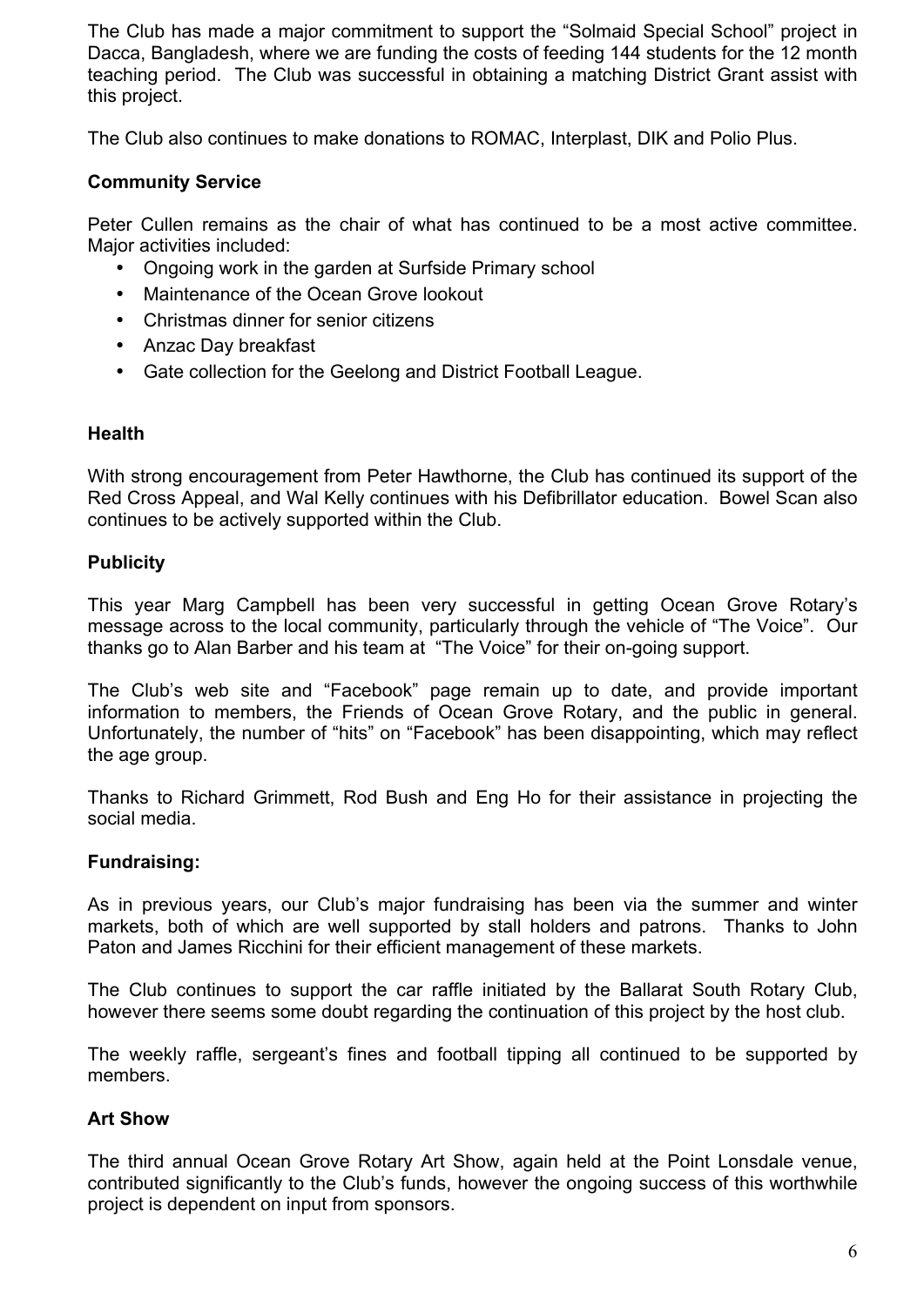The Club has made a major commitment to support the “Solmaid Special School” project in Dacca, Bangladesh, where we are funding the costs of feeding 144 students for the 12 month teaching period. The Club was successful in obtaining a matching District Grant assist with this project.

The Club also continues to make donations to ROMAC, Interplast, DIK and Polio Plus.

**Community Service**

Peter Cullen remains as the chair of what has continued to be a most active committee. Major activities included:

- Ongoing work in the garden at Surfside Primary school
- Maintenance of the Ocean Grove lookout
- Christmas dinner for senior citizens
- Anzac Day breakfast
- Gate collection for the Geelong and District Football League.

**Health**

With strong encouragement from Peter Hawthorne, the Club has continued its support of the Red Cross Appeal, and Wal Kelly continues with his Defibrillator education. Bowel Scan also continues to be actively supported within the Club.

**Publicity**

This year Marg Campbell has been very successful in getting Ocean Grove Rotary’s message across to the local community, particularly through the vehicle of “The Voice”. Our thanks go to Alan Barber and his team at “The Voice” for their on-going support.

The Club’s web site and “Facebook” page remain up to date, and provide important information to members, the Friends of Ocean Grove Rotary, and the public in general. Unfortunately, the number of “hits” on “Facebook” has been disappointing, which may reflect the age group.

Thanks to Richard Grimmett, Rod Bush and Eng Ho for their assistance in projecting the social media.

**Fundraising:**

As in previous years, our Club’s major fundraising has been via the summer and winter markets, both of which are well supported by stall holders and patrons. Thanks to John Paton and James Ricchini for their efficient management of these markets.

The Club continues to support the car raffle initiated by the Ballarat South Rotary Club, however there seems some doubt regarding the continuation of this project by the host club.

The weekly raffle, sergeant’s fines and football tipping all continued to be supported by members.

**Art Show**

The third annual Ocean Grove Rotary Art Show, again held at the Point Lonsdale venue, contributed significantly to the Club’s funds, however the ongoing success of this worthwhile project is dependent on input from sponsors.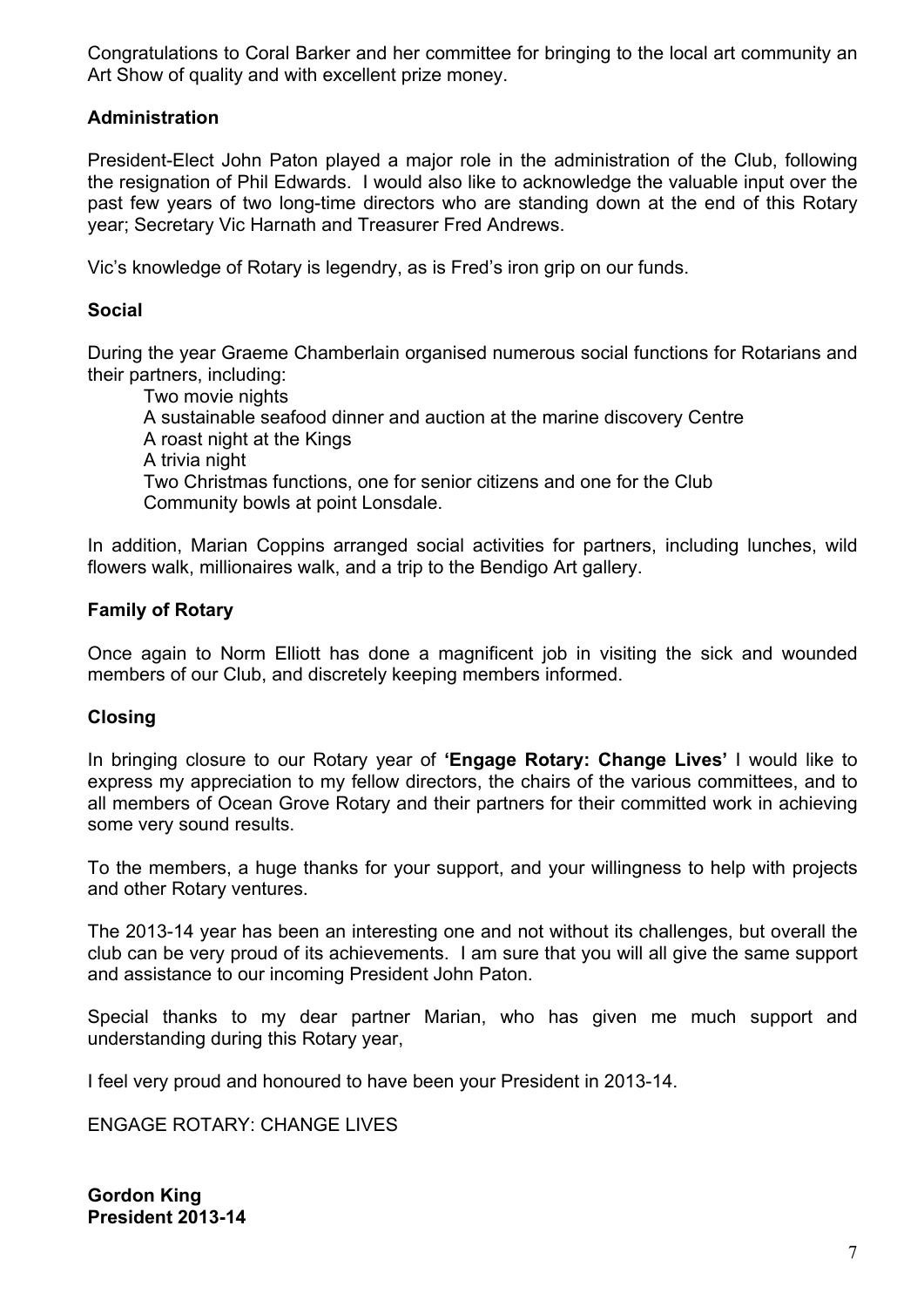Congratulations to Coral Barker and her committee for bringing to the local art community an Art Show of quality and with excellent prize money.

**Administration**

President-Elect John Paton played a major role in the administration of the Club, following the resignation of Phil Edwards. I would also like to acknowledge the valuable input over the past few years of two long-time directors who are standing down at the end of this Rotary year; Secretary Vic Harnath and Treasurer Fred Andrews.

Vic's knowledge of Rotary is legendry, as is Fred's iron grip on our funds.

**Social**

During the year Graeme Chamberlain organised numerous social functions for Rotarians and their partners, including:

- Two movie nights
- A sustainable seafood dinner and auction at the marine discovery Centre
- A roast night at the Kings
- A trivia night
- Two Christmas functions, one for senior citizens and one for the Club
- Community bowls at point Lonsdale.

In addition, Marian Coppins arranged social activities for partners, including lunches, wild flowers walk, millionaires walk, and a trip to the Bendigo Art gallery.

**Family of Rotary**

Once again to Norm Elliott has done a magnificent job in visiting the sick and wounded members of our Club, and discretely keeping members informed.

**Closing**

In bringing closure to our Rotary year of **'Engage Rotary: Change Lives'** I would like to express my appreciation to my fellow directors, the chairs of the various committees, and to all members of Ocean Grove Rotary and their partners for their committed work in achieving some very sound results.

To the members, a huge thanks for your support, and your willingness to help with projects and other Rotary ventures.

The 2013-14 year has been an interesting one and not without its challenges, but overall the club can be very proud of its achievements. I am sure that you will all give the same support and assistance to our incoming President John Paton.

Special thanks to my dear partner Marian, who has given me much support and understanding during this Rotary year,

I feel very proud and honoured to have been your President in 2013-14.

ENGAGE ROTARY: CHANGE LIVES

**Gordon King**
**President 2013-14**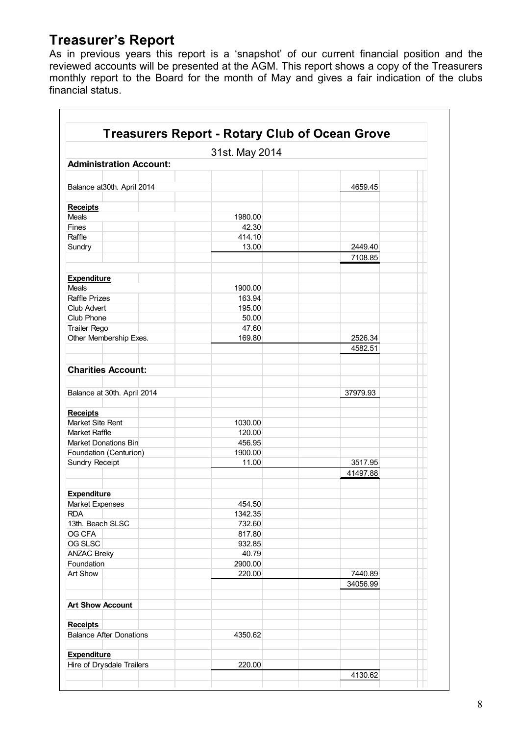## Treasurer's Report

As in previous years this report is a 'snapshot' of our current financial position and the reviewed accounts will be presented at the AGM. This report shows a copy of the Treasurers monthly report to the Board for the month of May and gives a fair indication of the clubs financial status.

| Treasurers Report - Rotary Club of Ocean Grove | | |
|---|---|---|
| 31st. May 2014 | | |
| **Administration Account:** | | |
| Balance at30th. April 2014 | | 4659.45 |
| **Receipts** | | |
| Meals | 1980.00 | |
| Fines | 42.30 | |
| Raffle | 414.10 | |
| Sundry | 13.00 | 2449.40 |
| | | 7108.85 |
| **Expenditure** | | |
| Meals | 1900.00 | |
| Raffle Prizes | 163.94 | |
| Club Advert | 195.00 | |
| Club Phone | 50.00 | |
| Trailer Rego | 47.60 | |
| Other Membership Exes. | 169.80 | 2526.34 |
| | | 4582.51 |
| **Charities Account:** | | |
| Balance at 30th. April 2014 | | 37979.93 |
| **Receipts** | | |
| Market Site Rent | 1030.00 | |
| Market Raffle | 120.00 | |
| Market Donations Bin | 456.95 | |
| Foundation (Centurion) | 1900.00 | |
| Sundry Receipt | 11.00 | 3517.95 |
| | | 41497.88 |
| **Expenditure** | | |
| Market Expenses | 454.50 | |
| RDA | 1342.35 | |
| 13th. Beach SLSC | 732.60 | |
| OG CFA | 817.80 | |
| OG SLSC | 932.85 | |
| ANZAC Breky | 40.79 | |
| Foundation | 2900.00 | |
| Art Show | 220.00 | 7440.89 |
| | | 34056.99 |
| **Art Show Account** | | |
| **Receipts** | | |
| Balance After Donations | 4350.62 | |
| **Expenditure** | | |
| Hire of Drysdale Trailers | 220.00 | |
| | | 4130.62 |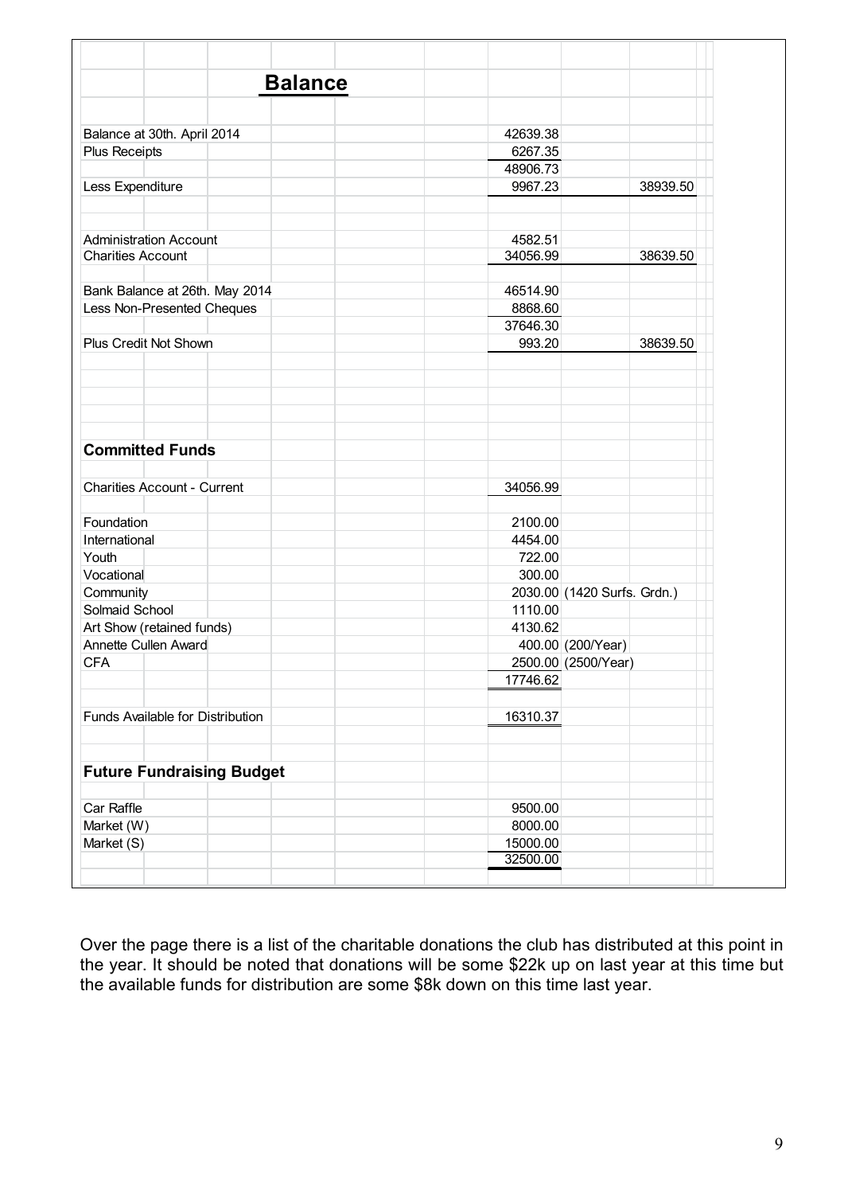## Balance

| | | |
|---|---|---|
| Balance at 30th. April 2014 | 42639.38 | |
| Plus Receipts | 6267.35 | |
| | 48906.73 | |
| Less Expenditure | 9967.23 | 38939.50 |
| | | |
| Administration Account | 4582.51 | |
| Charities Account | 34056.99 | 38639.50 |
| | | |
| Bank Balance at 26th. May 2014 | 46514.90 | |
| Less Non-Presented Cheques | 8868.60 | |
| | 37646.30 | |
| Plus Credit Not Shown | 993.20 | 38639.50 |

## Committed Funds

| | | |
|---|---|---|
| Charities Account - Current | 34056.99 | |
| | | |
| Foundation | 2100.00 | |
| International | 4454.00 | |
| Youth | 722.00 | |
| Vocational | 300.00 | |
| Community | 2030.00 | (1420 Surfs. Grdn.) |
| Solmaid School | 1110.00 | |
| Art Show (retained funds) | 4130.62 | |
| Annette Cullen Award | 400.00 | (200/Year) |
| CFA | 2500.00 | (2500/Year) |
| | 17746.62 | |
| | | |
| Funds Available for Distribution | 16310.37 | |

## Future Fundraising Budget

| | |
|---|---|
| Car Raffle | 9500.00 |
| Market (W) | 8000.00 |
| Market (S) | 15000.00 |
| | 32500.00 |

Over the page there is a list of the charitable donations the club has distributed at this point in the year. It should be noted that donations will be some $22k up on last year at this time but the available funds for distribution are some $8k down on this time last year.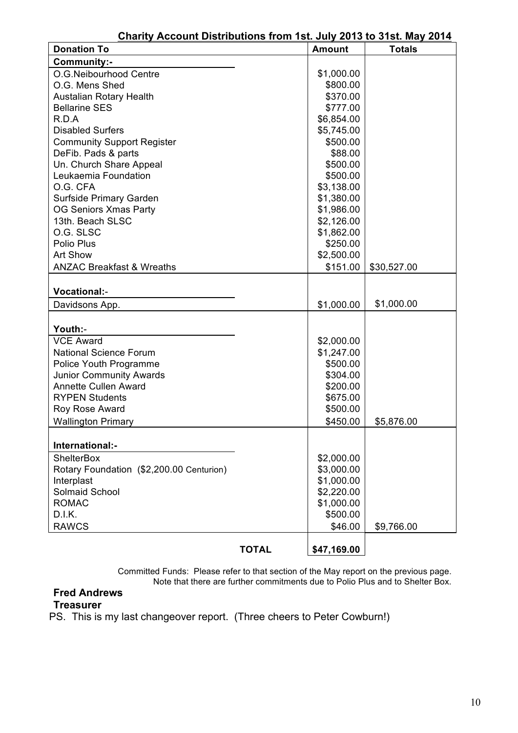## Charity Account Distributions from 1st. July 2013 to 31st. May 2014

| Donation To | Amount | Totals |
|---|---|---|
| **Community:-** | | |
| O.G.Neibourhood Centre | $1,000.00 | |
| O.G. Mens Shed | $800.00 | |
| Austalian Rotary Health | $370.00 | |
| Bellarine SES | $777.00 | |
| R.D.A | $6,854.00 | |
| Disabled Surfers | $5,745.00 | |
| Community Support Register | $500.00 | |
| DeFib. Pads & parts | $88.00 | |
| Un. Church Share Appeal | $500.00 | |
| Leukaemia Foundation | $500.00 | |
| O.G. CFA | $3,138.00 | |
| Surfside Primary Garden | $1,380.00 | |
| OG Seniors Xmas Party | $1,986.00 | |
| 13th. Beach SLSC | $2,126.00 | |
| O.G. SLSC | $1,862.00 | |
| Polio Plus | $250.00 | |
| Art Show | $2,500.00 | |
| ANZAC Breakfast & Wreaths | $151.00 | $30,527.00 |
| **Vocational:-** | | |
| Davidsons App. | $1,000.00 | $1,000.00 |
| **Youth:-** | | |
| VCE Award | $2,000.00 | |
| National Science Forum | $1,247.00 | |
| Police Youth Programme | $500.00 | |
| Junior Community Awards | $304.00 | |
| Annette Cullen Award | $200.00 | |
| RYPEN Students | $675.00 | |
| Roy Rose Award | $500.00 | |
| Wallington Primary | $450.00 | $5,876.00 |
| **International:-** | | |
| ShelterBox | $2,000.00 | |
| Rotary Foundation ($2,200.00 Centurion) | $3,000.00 | |
| Interplast | $1,000.00 | |
| Solmaid School | $2,220.00 | |
| ROMAC | $1,000.00 | |
| D.I.K. | $500.00 | |
| RAWCS | $46.00 | $9,766.00 |
| **TOTAL** | **$47,169.00** | |

Committed Funds: Please refer to that section of the May report on the previous page.
Note that there are further commitments due to Polio Plus and to Shelter Box.

**Fred Andrews**
**Treasurer**

PS. This is my last changeover report. (Three cheers to Peter Cowburn!)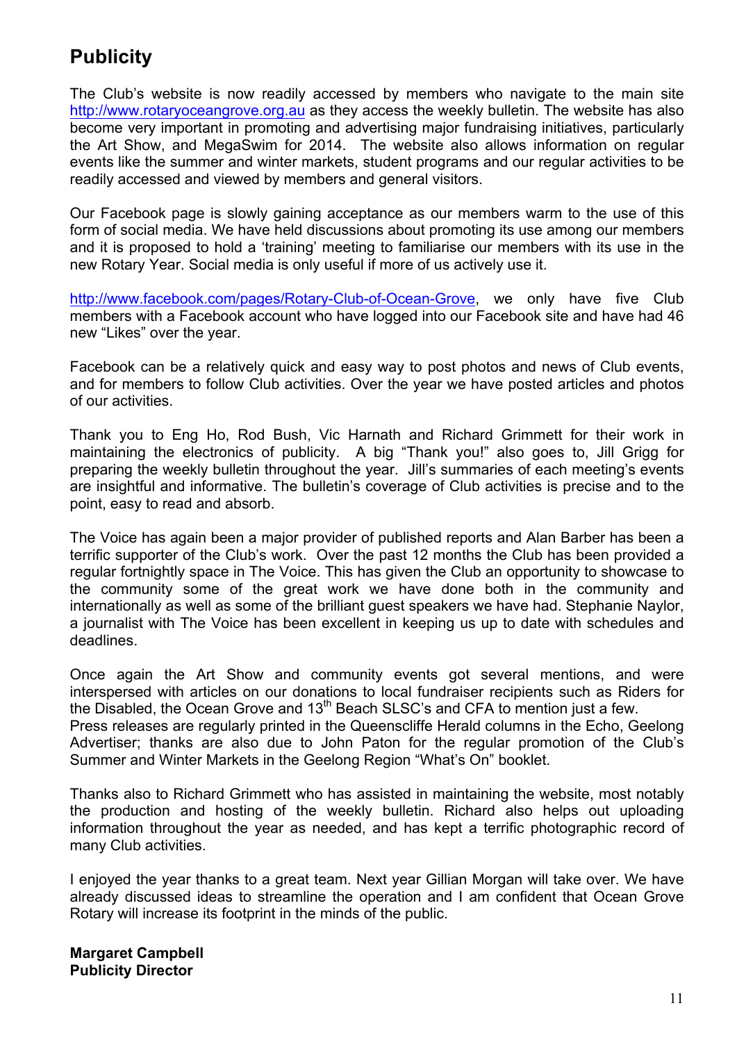## Publicity

The Club's website is now readily accessed by members who navigate to the main site http://www.rotaryoceangrove.org.au as they access the weekly bulletin. The website has also become very important in promoting and advertising major fundraising initiatives, particularly the Art Show, and MegaSwim for 2014. The website also allows information on regular events like the summer and winter markets, student programs and our regular activities to be readily accessed and viewed by members and general visitors.

Our Facebook page is slowly gaining acceptance as our members warm to the use of this form of social media. We have held discussions about promoting its use among our members and it is proposed to hold a 'training' meeting to familiarise our members with its use in the new Rotary Year. Social media is only useful if more of us actively use it.

http://www.facebook.com/pages/Rotary-Club-of-Ocean-Grove, we only have five Club members with a Facebook account who have logged into our Facebook site and have had 46 new "Likes" over the year.

Facebook can be a relatively quick and easy way to post photos and news of Club events, and for members to follow Club activities. Over the year we have posted articles and photos of our activities.

Thank you to Eng Ho, Rod Bush, Vic Harnath and Richard Grimmett for their work in maintaining the electronics of publicity. A big "Thank you!" also goes to, Jill Grigg for preparing the weekly bulletin throughout the year. Jill's summaries of each meeting's events are insightful and informative. The bulletin's coverage of Club activities is precise and to the point, easy to read and absorb.

The Voice has again been a major provider of published reports and Alan Barber has been a terrific supporter of the Club's work. Over the past 12 months the Club has been provided a regular fortnightly space in The Voice. This has given the Club an opportunity to showcase to the community some of the great work we have done both in the community and internationally as well as some of the brilliant guest speakers we have had. Stephanie Naylor, a journalist with The Voice has been excellent in keeping us up to date with schedules and deadlines.

Once again the Art Show and community events got several mentions, and were interspersed with articles on our donations to local fundraiser recipients such as Riders for the Disabled, the Ocean Grove and 13th Beach SLSC's and CFA to mention just a few.
Press releases are regularly printed in the Queenscliffe Herald columns in the Echo, Geelong Advertiser; thanks are also due to John Paton for the regular promotion of the Club's Summer and Winter Markets in the Geelong Region "What's On" booklet.

Thanks also to Richard Grimmett who has assisted in maintaining the website, most notably the production and hosting of the weekly bulletin. Richard also helps out uploading information throughout the year as needed, and has kept a terrific photographic record of many Club activities.

I enjoyed the year thanks to a great team. Next year Gillian Morgan will take over. We have already discussed ideas to streamline the operation and I am confident that Ocean Grove Rotary will increase its footprint in the minds of the public.

**Margaret Campbell**
**Publicity Director**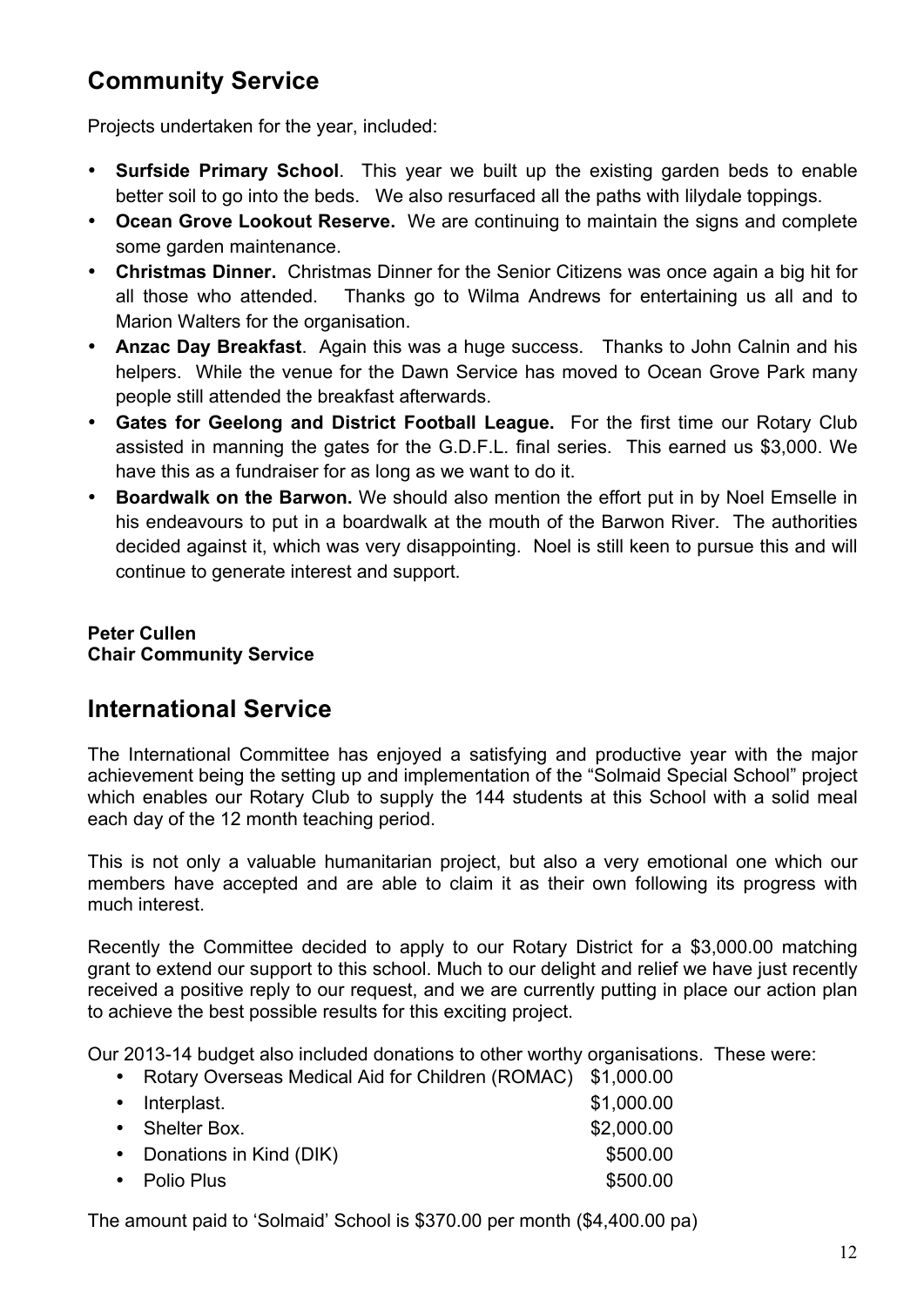## Community Service

Projects undertaken for the year, included:

- **Surfside Primary School**. This year we built up the existing garden beds to enable better soil to go into the beds. We also resurfaced all the paths with lilydale toppings.
- **Ocean Grove Lookout Reserve.** We are continuing to maintain the signs and complete some garden maintenance.
- **Christmas Dinner.** Christmas Dinner for the Senior Citizens was once again a big hit for all those who attended. Thanks go to Wilma Andrews for entertaining us all and to Marion Walters for the organisation.
- **Anzac Day Breakfast**. Again this was a huge success. Thanks to John Calnin and his helpers. While the venue for the Dawn Service has moved to Ocean Grove Park many people still attended the breakfast afterwards.
- **Gates for Geelong and District Football League.** For the first time our Rotary Club assisted in manning the gates for the G.D.F.L. final series. This earned us $3,000. We have this as a fundraiser for as long as we want to do it.
- **Boardwalk on the Barwon.** We should also mention the effort put in by Noel Emselle in his endeavours to put in a boardwalk at the mouth of the Barwon River. The authorities decided against it, which was very disappointing. Noel is still keen to pursue this and will continue to generate interest and support.

**Peter Cullen**
**Chair Community Service**

## International Service

The International Committee has enjoyed a satisfying and productive year with the major achievement being the setting up and implementation of the "Solmaid Special School" project which enables our Rotary Club to supply the 144 students at this School with a solid meal each day of the 12 month teaching period.

This is not only a valuable humanitarian project, but also a very emotional one which our members have accepted and are able to claim it as their own following its progress with much interest.

Recently the Committee decided to apply to our Rotary District for a $3,000.00 matching grant to extend our support to this school. Much to our delight and relief we have just recently received a positive reply to our request, and we are currently putting in place our action plan to achieve the best possible results for this exciting project.

Our 2013-14 budget also included donations to other worthy organisations. These were:

- Rotary Overseas Medical Aid for Children (ROMAC) $1,000.00
- Interplast. $1,000.00
- Shelter Box. $2,000.00
- Donations in Kind (DIK) $500.00
- Polio Plus $500.00

The amount paid to 'Solmaid' School is $370.00 per month ($4,400.00 pa)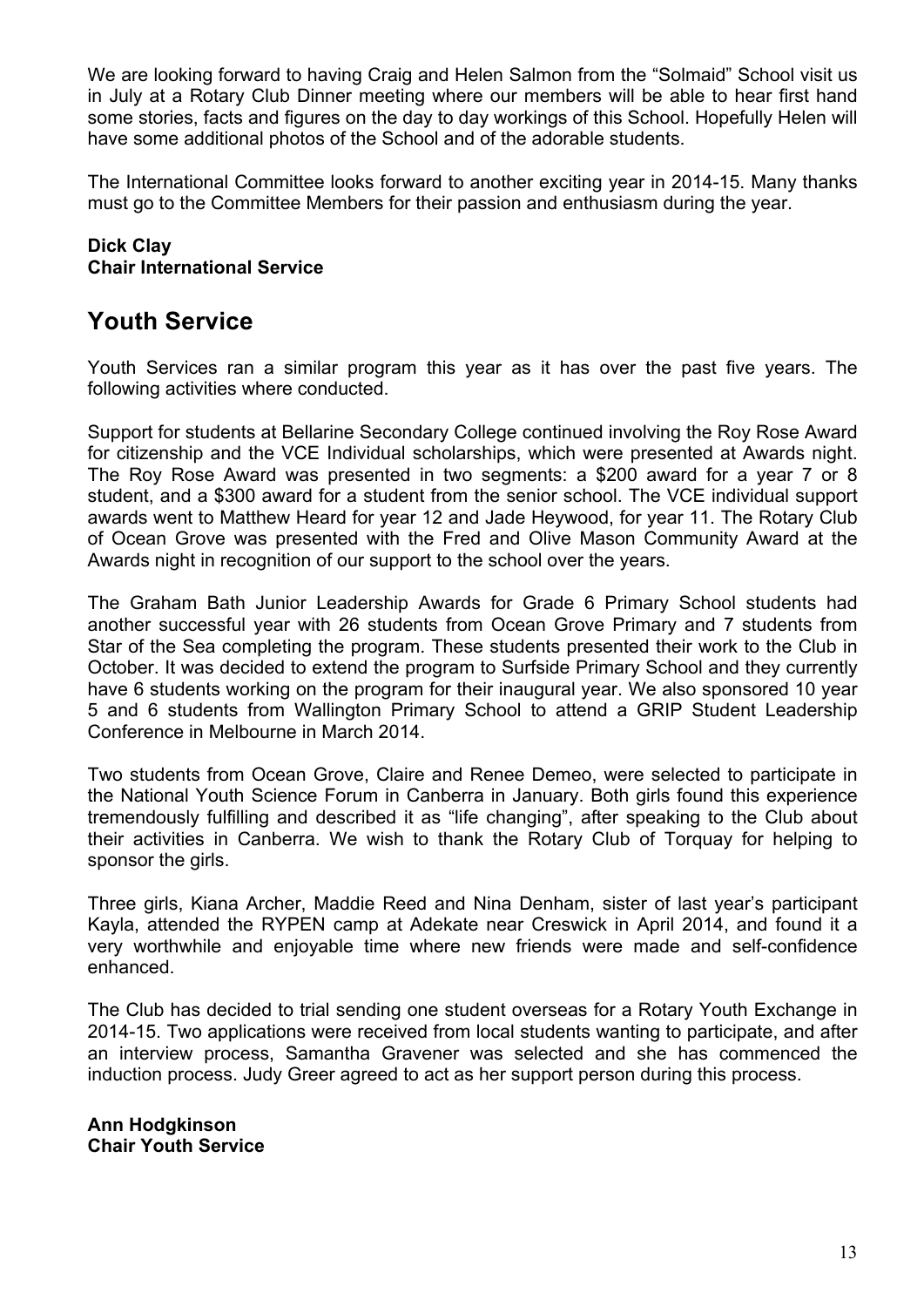We are looking forward to having Craig and Helen Salmon from the "Solmaid" School visit us in July at a Rotary Club Dinner meeting where our members will be able to hear first hand some stories, facts and figures on the day to day workings of this School. Hopefully Helen will have some additional photos of the School and of the adorable students.

The International Committee looks forward to another exciting year in 2014-15. Many thanks must go to the Committee Members for their passion and enthusiasm during the year.

**Dick Clay**
**Chair International Service**

## Youth Service

Youth Services ran a similar program this year as it has over the past five years. The following activities where conducted.

Support for students at Bellarine Secondary College continued involving the Roy Rose Award for citizenship and the VCE Individual scholarships, which were presented at Awards night. The Roy Rose Award was presented in two segments: a $200 award for a year 7 or 8 student, and a $300 award for a student from the senior school. The VCE individual support awards went to Matthew Heard for year 12 and Jade Heywood, for year 11. The Rotary Club of Ocean Grove was presented with the Fred and Olive Mason Community Award at the Awards night in recognition of our support to the school over the years.

The Graham Bath Junior Leadership Awards for Grade 6 Primary School students had another successful year with 26 students from Ocean Grove Primary and 7 students from Star of the Sea completing the program. These students presented their work to the Club in October. It was decided to extend the program to Surfside Primary School and they currently have 6 students working on the program for their inaugural year. We also sponsored 10 year 5 and 6 students from Wallington Primary School to attend a GRIP Student Leadership Conference in Melbourne in March 2014.

Two students from Ocean Grove, Claire and Renee Demeo, were selected to participate in the National Youth Science Forum in Canberra in January. Both girls found this experience tremendously fulfilling and described it as "life changing", after speaking to the Club about their activities in Canberra. We wish to thank the Rotary Club of Torquay for helping to sponsor the girls.

Three girls, Kiana Archer, Maddie Reed and Nina Denham, sister of last year's participant Kayla, attended the RYPEN camp at Adekate near Creswick in April 2014, and found it a very worthwhile and enjoyable time where new friends were made and self-confidence enhanced.

The Club has decided to trial sending one student overseas for a Rotary Youth Exchange in 2014-15. Two applications were received from local students wanting to participate, and after an interview process, Samantha Gravener was selected and she has commenced the induction process. Judy Greer agreed to act as her support person during this process.

**Ann Hodgkinson**
**Chair Youth Service**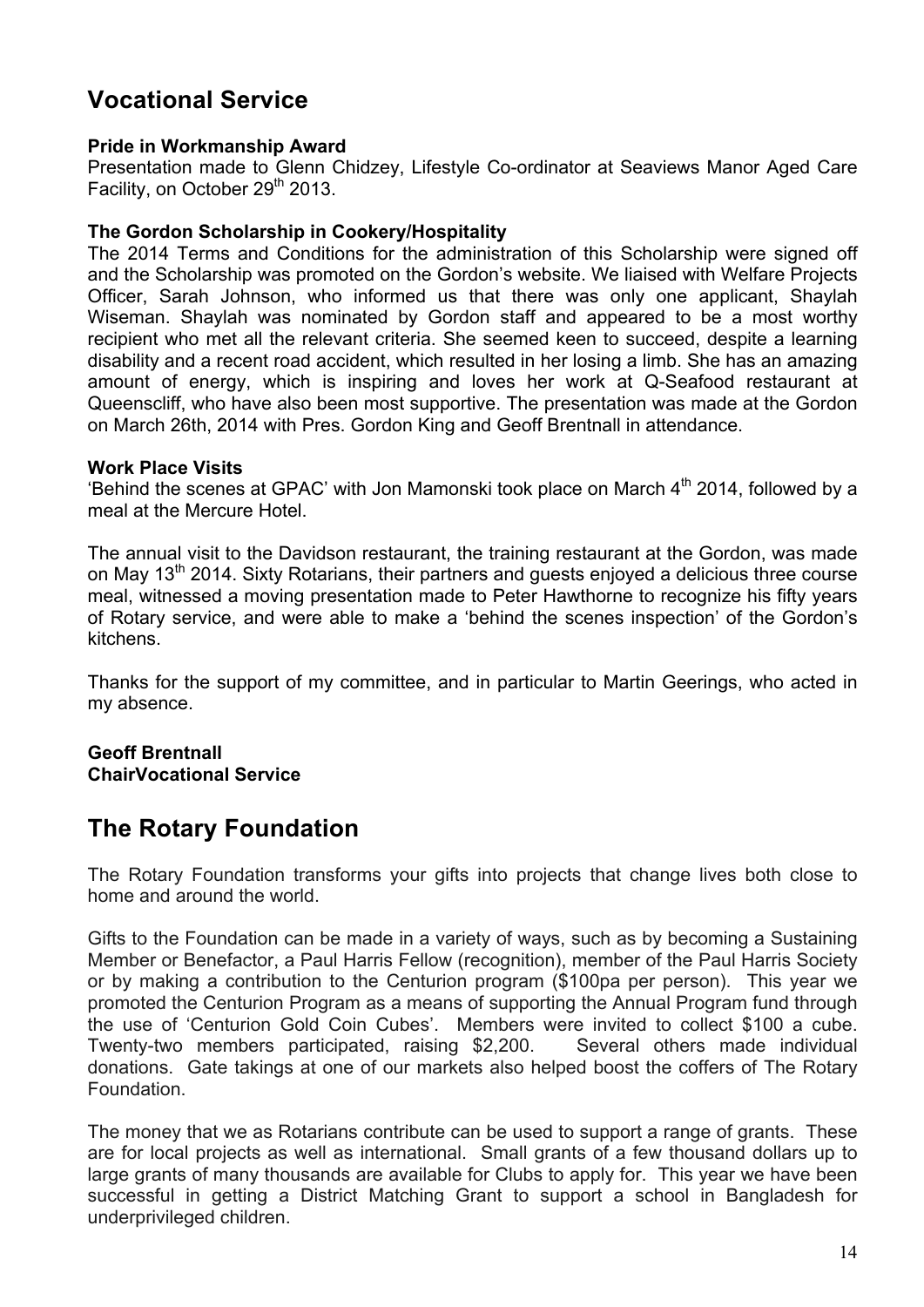## Vocational Service

**Pride in Workmanship Award**
Presentation made to Glenn Chidzey, Lifestyle Co-ordinator at Seaviews Manor Aged Care Facility, on October 29th 2013.

**The Gordon Scholarship in Cookery/Hospitality**
The 2014 Terms and Conditions for the administration of this Scholarship were signed off and the Scholarship was promoted on the Gordon's website. We liaised with Welfare Projects Officer, Sarah Johnson, who informed us that there was only one applicant, Shaylah Wiseman. Shaylah was nominated by Gordon staff and appeared to be a most worthy recipient who met all the relevant criteria. She seemed keen to succeed, despite a learning disability and a recent road accident, which resulted in her losing a limb. She has an amazing amount of energy, which is inspiring and loves her work at Q-Seafood restaurant at Queenscliff, who have also been most supportive. The presentation was made at the Gordon on March 26th, 2014 with Pres. Gordon King and Geoff Brentnall in attendance.

**Work Place Visits**
'Behind the scenes at GPAC' with Jon Mamonski took place on March 4th 2014, followed by a meal at the Mercure Hotel.

The annual visit to the Davidson restaurant, the training restaurant at the Gordon, was made on May 13th 2014. Sixty Rotarians, their partners and guests enjoyed a delicious three course meal, witnessed a moving presentation made to Peter Hawthorne to recognize his fifty years of Rotary service, and were able to make a 'behind the scenes inspection' of the Gordon's kitchens.

Thanks for the support of my committee, and in particular to Martin Geerings, who acted in my absence.

**Geoff Brentnall**
**ChairVocational Service**

## The Rotary Foundation

The Rotary Foundation transforms your gifts into projects that change lives both close to home and around the world.

Gifts to the Foundation can be made in a variety of ways, such as by becoming a Sustaining Member or Benefactor, a Paul Harris Fellow (recognition), member of the Paul Harris Society or by making a contribution to the Centurion program ($100pa per person). This year we promoted the Centurion Program as a means of supporting the Annual Program fund through the use of 'Centurion Gold Coin Cubes'. Members were invited to collect $100 a cube. Twenty-two members participated, raising $2,200. Several others made individual donations. Gate takings at one of our markets also helped boost the coffers of The Rotary Foundation.

The money that we as Rotarians contribute can be used to support a range of grants. These are for local projects as well as international. Small grants of a few thousand dollars up to large grants of many thousands are available for Clubs to apply for. This year we have been successful in getting a District Matching Grant to support a school in Bangladesh for underprivileged children.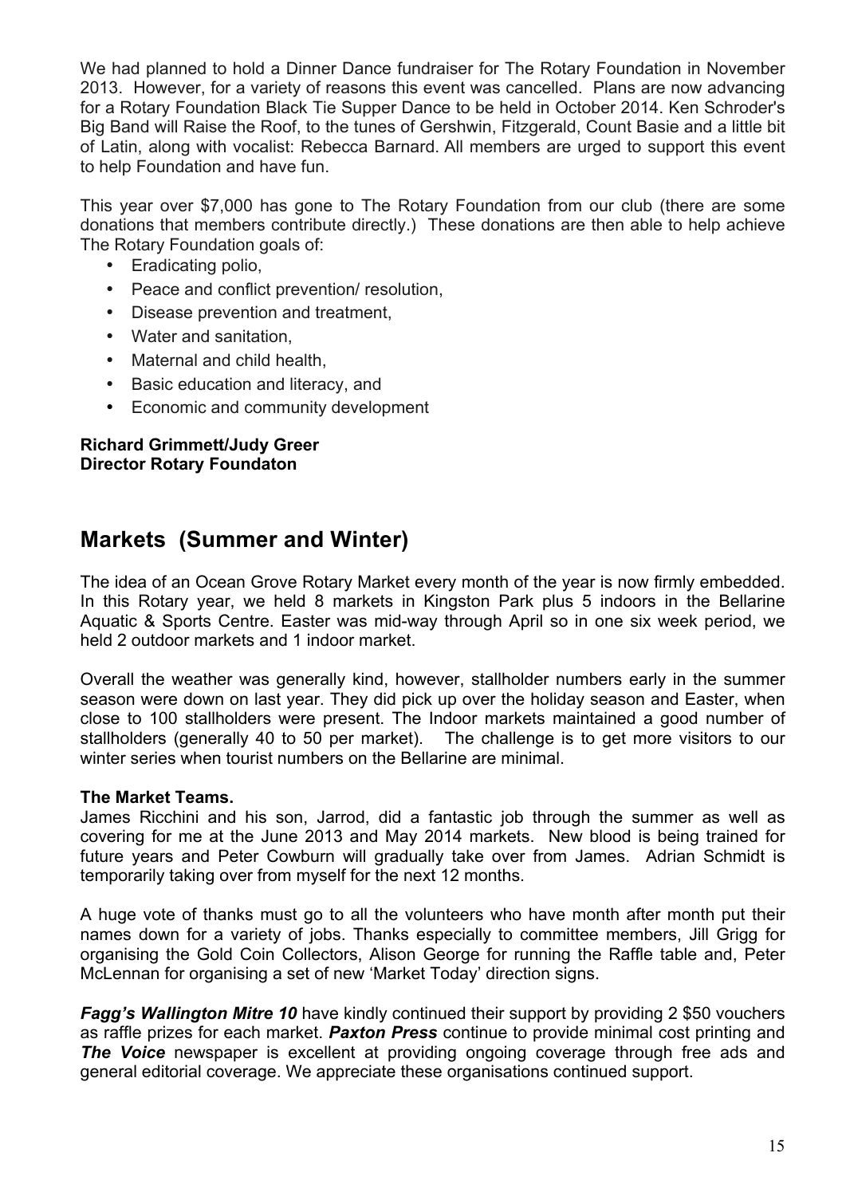We had planned to hold a Dinner Dance fundraiser for The Rotary Foundation in November 2013. However, for a variety of reasons this event was cancelled. Plans are now advancing for a Rotary Foundation Black Tie Supper Dance to be held in October 2014. Ken Schroder's Big Band will Raise the Roof, to the tunes of Gershwin, Fitzgerald, Count Basie and a little bit of Latin, along with vocalist: Rebecca Barnard. All members are urged to support this event to help Foundation and have fun.

This year over $7,000 has gone to The Rotary Foundation from our club (there are some donations that members contribute directly.) These donations are then able to help achieve The Rotary Foundation goals of:

- Eradicating polio,
- Peace and conflict prevention/ resolution,
- Disease prevention and treatment,
- Water and sanitation,
- Maternal and child health,
- Basic education and literacy, and
- Economic and community development

**Richard Grimmett/Judy Greer**
**Director Rotary Foundaton**

## Markets (Summer and Winter)

The idea of an Ocean Grove Rotary Market every month of the year is now firmly embedded. In this Rotary year, we held 8 markets in Kingston Park plus 5 indoors in the Bellarine Aquatic & Sports Centre. Easter was mid-way through April so in one six week period, we held 2 outdoor markets and 1 indoor market.

Overall the weather was generally kind, however, stallholder numbers early in the summer season were down on last year. They did pick up over the holiday season and Easter, when close to 100 stallholders were present. The Indoor markets maintained a good number of stallholders (generally 40 to 50 per market). The challenge is to get more visitors to our winter series when tourist numbers on the Bellarine are minimal.

**The Market Teams.**
James Ricchini and his son, Jarrod, did a fantastic job through the summer as well as covering for me at the June 2013 and May 2014 markets. New blood is being trained for future years and Peter Cowburn will gradually take over from James. Adrian Schmidt is temporarily taking over from myself for the next 12 months.

A huge vote of thanks must go to all the volunteers who have month after month put their names down for a variety of jobs. Thanks especially to committee members, Jill Grigg for organising the Gold Coin Collectors, Alison George for running the Raffle table and, Peter McLennan for organising a set of new 'Market Today' direction signs.

***Fagg's Wallington Mitre 10*** have kindly continued their support by providing 2 $50 vouchers as raffle prizes for each market. ***Paxton Press*** continue to provide minimal cost printing and ***The Voice*** newspaper is excellent at providing ongoing coverage through free ads and general editorial coverage. We appreciate these organisations continued support.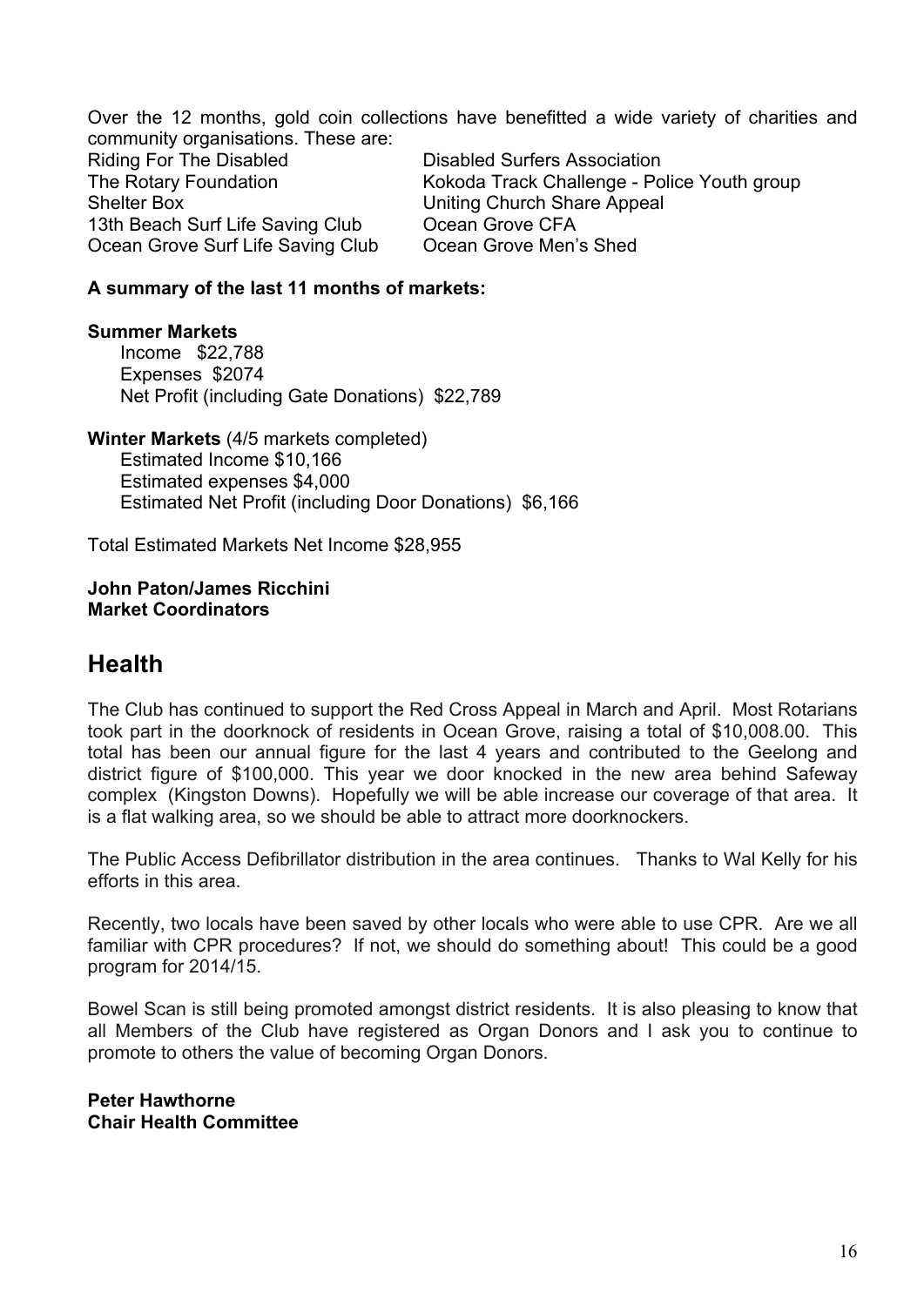Over the 12 months, gold coin collections have benefitted a wide variety of charities and community organisations. These are:

- Riding For The Disabled
- Disabled Surfers Association
- The Rotary Foundation
- Kokoda Track Challenge - Police Youth group
- Shelter Box
- Uniting Church Share Appeal
- 13th Beach Surf Life Saving Club
- Ocean Grove CFA
- Ocean Grove Surf Life Saving Club
- Ocean Grove Men's Shed

**A summary of the last 11 months of markets:**

**Summer Markets**

Income $22,788
Expenses $2074
Net Profit (including Gate Donations) $22,789

**Winter Markets** (4/5 markets completed)

Estimated Income $10,166
Estimated expenses $4,000
Estimated Net Profit (including Door Donations) $6,166

Total Estimated Markets Net Income $28,955

**John Paton/James Ricchini**
**Market Coordinators**

# Health

The Club has continued to support the Red Cross Appeal in March and April. Most Rotarians took part in the doorknock of residents in Ocean Grove, raising a total of $10,008.00. This total has been our annual figure for the last 4 years and contributed to the Geelong and district figure of $100,000. This year we door knocked in the new area behind Safeway complex (Kingston Downs). Hopefully we will be able increase our coverage of that area. It is a flat walking area, so we should be able to attract more doorknockers.

The Public Access Defibrillator distribution in the area continues. Thanks to Wal Kelly for his efforts in this area.

Recently, two locals have been saved by other locals who were able to use CPR. Are we all familiar with CPR procedures? If not, we should do something about! This could be a good program for 2014/15.

Bowel Scan is still being promoted amongst district residents. It is also pleasing to know that all Members of the Club have registered as Organ Donors and I ask you to continue to promote to others the value of becoming Organ Donors.

**Peter Hawthorne**
**Chair Health Committee**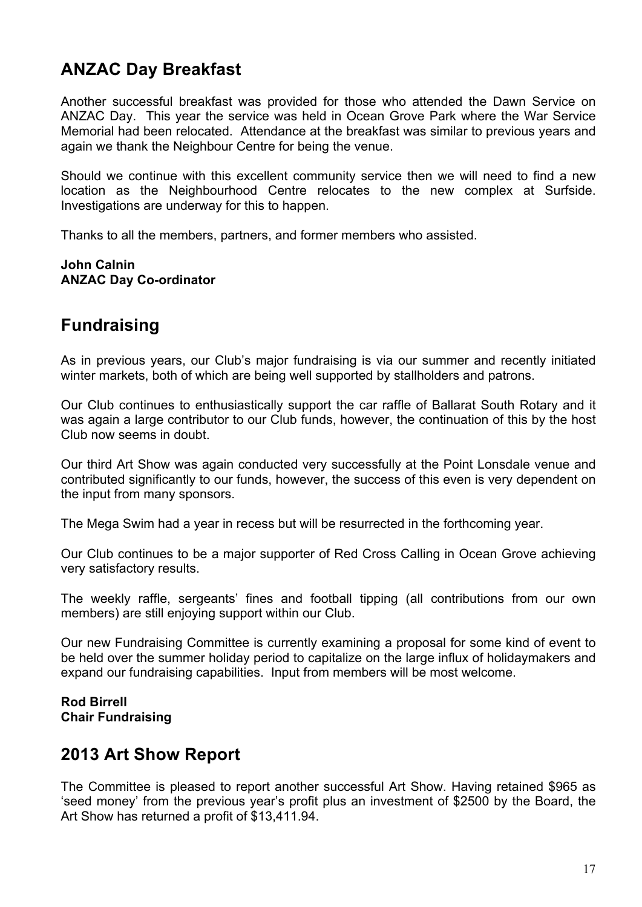## ANZAC Day Breakfast

Another successful breakfast was provided for those who attended the Dawn Service on ANZAC Day. This year the service was held in Ocean Grove Park where the War Service Memorial had been relocated. Attendance at the breakfast was similar to previous years and again we thank the Neighbour Centre for being the venue.

Should we continue with this excellent community service then we will need to find a new location as the Neighbourhood Centre relocates to the new complex at Surfside. Investigations are underway for this to happen.

Thanks to all the members, partners, and former members who assisted.

**John Calnin**
**ANZAC Day Co-ordinator**

## Fundraising

As in previous years, our Club's major fundraising is via our summer and recently initiated winter markets, both of which are being well supported by stallholders and patrons.

Our Club continues to enthusiastically support the car raffle of Ballarat South Rotary and it was again a large contributor to our Club funds, however, the continuation of this by the host Club now seems in doubt.

Our third Art Show was again conducted very successfully at the Point Lonsdale venue and contributed significantly to our funds, however, the success of this even is very dependent on the input from many sponsors.

The Mega Swim had a year in recess but will be resurrected in the forthcoming year.

Our Club continues to be a major supporter of Red Cross Calling in Ocean Grove achieving very satisfactory results.

The weekly raffle, sergeants' fines and football tipping (all contributions from our own members) are still enjoying support within our Club.

Our new Fundraising Committee is currently examining a proposal for some kind of event to be held over the summer holiday period to capitalize on the large influx of holidaymakers and expand our fundraising capabilities. Input from members will be most welcome.

**Rod Birrell**
**Chair Fundraising**

## 2013 Art Show Report

The Committee is pleased to report another successful Art Show. Having retained $965 as 'seed money' from the previous year's profit plus an investment of $2500 by the Board, the Art Show has returned a profit of $13,411.94.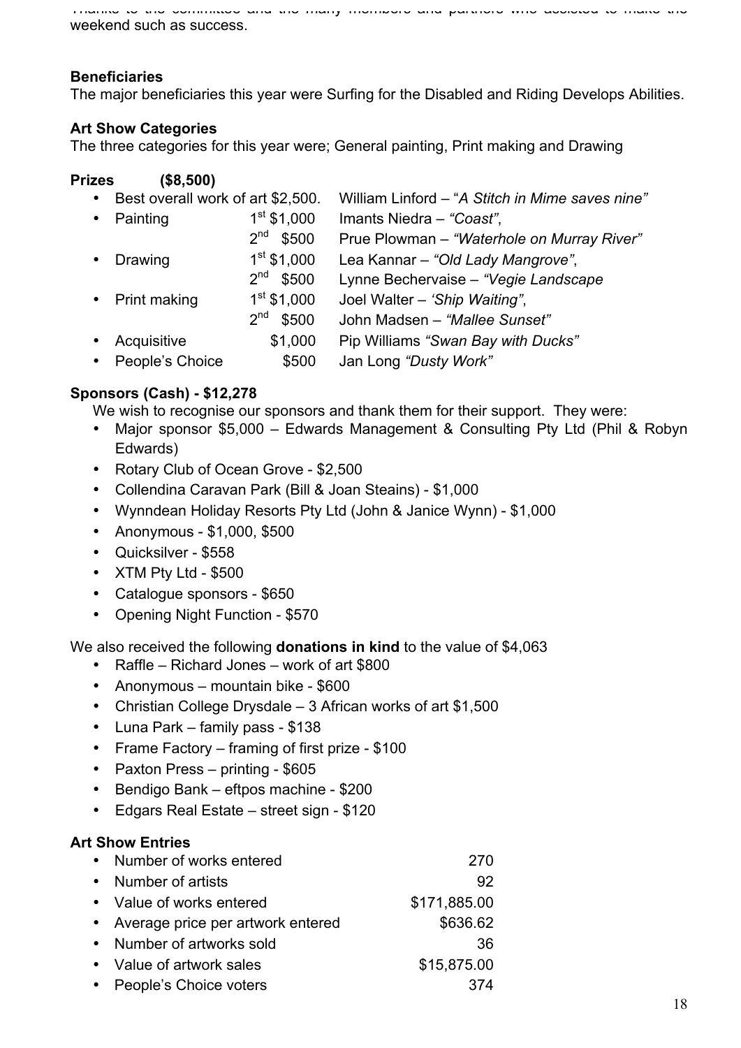Thanks to the committee and the many members and partners who assisted to make the weekend such as success.

**Beneficiaries**
The major beneficiaries this year were Surfing for the Disabled and Riding Develops Abilities.

**Art Show Categories**
The three categories for this year were; General painting, Print making and Drawing

**Prizes (\$8,500)**

- Best overall work of art \$2,500. William Linford – "*A Stitch in Mime saves nine"*
- Painting 1st \$1,000 Imants Niedra – *"Coast"*,
  2nd \$500 Prue Plowman – *"Waterhole on Murray River"*
- Drawing 1st \$1,000 Lea Kannar – *"Old Lady Mangrove"*,
  2nd \$500 Lynne Bechervaise – *"Vegie Landscape*
- Print making 1st \$1,000 Joel Walter – *'Ship Waiting"*,
  2nd \$500 John Madsen – *"Mallee Sunset"*
- Acquisitive \$1,000 Pip Williams *"Swan Bay with Ducks"*
- People's Choice \$500 Jan Long *"Dusty Work"*

**Sponsors (Cash) - \$12,278**
We wish to recognise our sponsors and thank them for their support. They were:

- Major sponsor \$5,000 – Edwards Management & Consulting Pty Ltd (Phil & Robyn Edwards)
- Rotary Club of Ocean Grove - \$2,500
- Collendina Caravan Park (Bill & Joan Steains) - \$1,000
- Wynndean Holiday Resorts Pty Ltd (John & Janice Wynn) - \$1,000
- Anonymous - \$1,000, \$500
- Quicksilver - \$558
- XTM Pty Ltd - \$500
- Catalogue sponsors - \$650
- Opening Night Function - \$570

We also received the following **donations in kind** to the value of \$4,063

- Raffle – Richard Jones – work of art \$800
- Anonymous – mountain bike - \$600
- Christian College Drysdale – 3 African works of art \$1,500
- Luna Park – family pass - \$138
- Frame Factory – framing of first prize - \$100
- Paxton Press – printing - \$605
- Bendigo Bank – eftpos machine - \$200
- Edgars Real Estate – street sign - \$120

**Art Show Entries**

- Number of works entered 270
- Number of artists 92
- Value of works entered \$171,885.00
- Average price per artwork entered \$636.62
- Number of artworks sold 36
- Value of artwork sales \$15,875.00
- People's Choice voters 374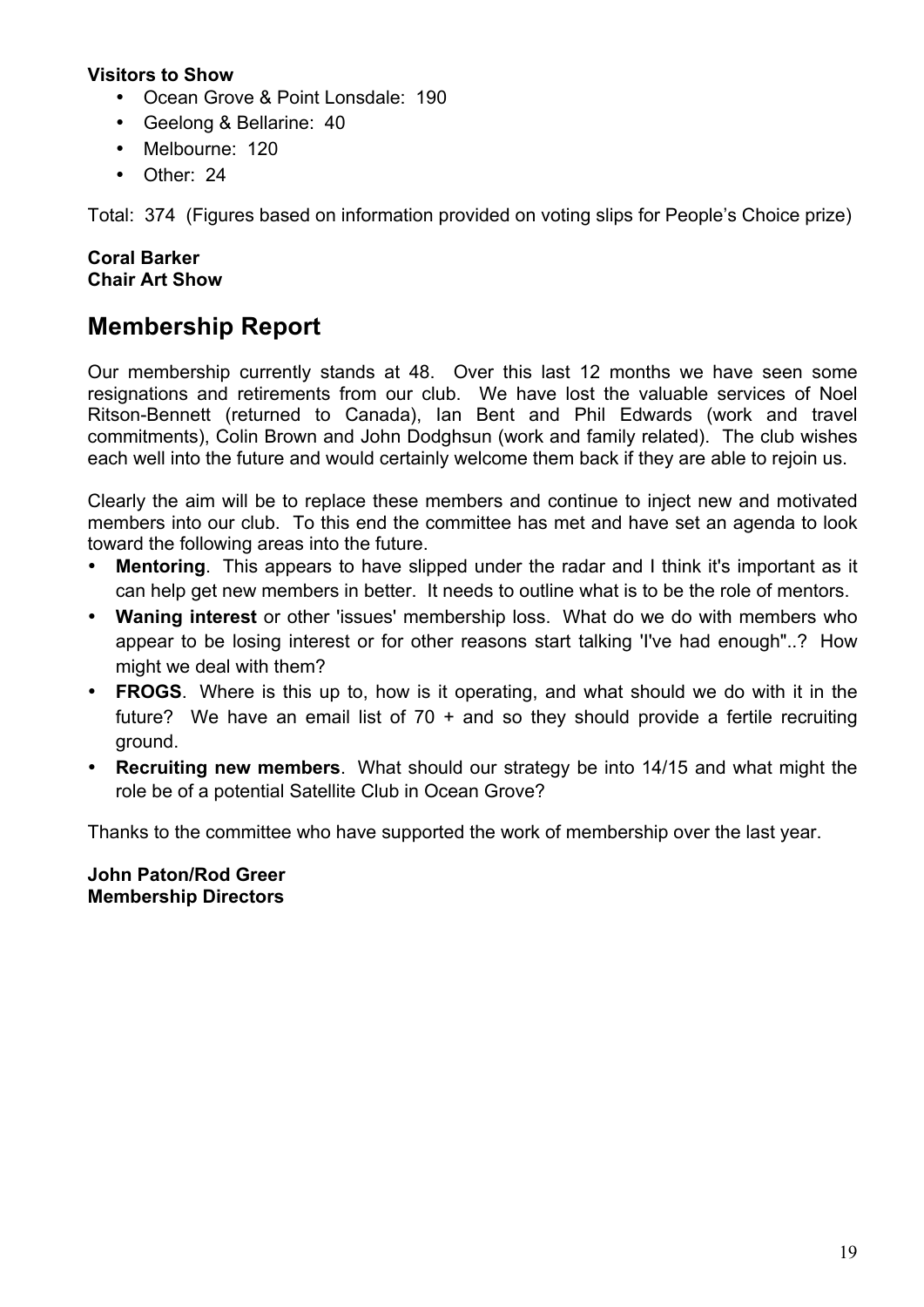**Visitors to Show**

- Ocean Grove & Point Lonsdale: 190
- Geelong & Bellarine: 40
- Melbourne: 120
- Other: 24

Total: 374 (Figures based on information provided on voting slips for People's Choice prize)

**Coral Barker**
**Chair Art Show**

## Membership Report

Our membership currently stands at 48. Over this last 12 months we have seen some resignations and retirements from our club. We have lost the valuable services of Noel Ritson-Bennett (returned to Canada), Ian Bent and Phil Edwards (work and travel commitments), Colin Brown and John Dodghsun (work and family related). The club wishes each well into the future and would certainly welcome them back if they are able to rejoin us.

Clearly the aim will be to replace these members and continue to inject new and motivated members into our club. To this end the committee has met and have set an agenda to look toward the following areas into the future.

- **Mentoring**. This appears to have slipped under the radar and I think it's important as it can help get new members in better. It needs to outline what is to be the role of mentors.
- **Waning interest** or other 'issues' membership loss. What do we do with members who appear to be losing interest or for other reasons start talking 'I've had enough"..? How might we deal with them?
- **FROGS**. Where is this up to, how is it operating, and what should we do with it in the future? We have an email list of 70 + and so they should provide a fertile recruiting ground.
- **Recruiting new members**. What should our strategy be into 14/15 and what might the role be of a potential Satellite Club in Ocean Grove?

Thanks to the committee who have supported the work of membership over the last year.

**John Paton/Rod Greer**
**Membership Directors**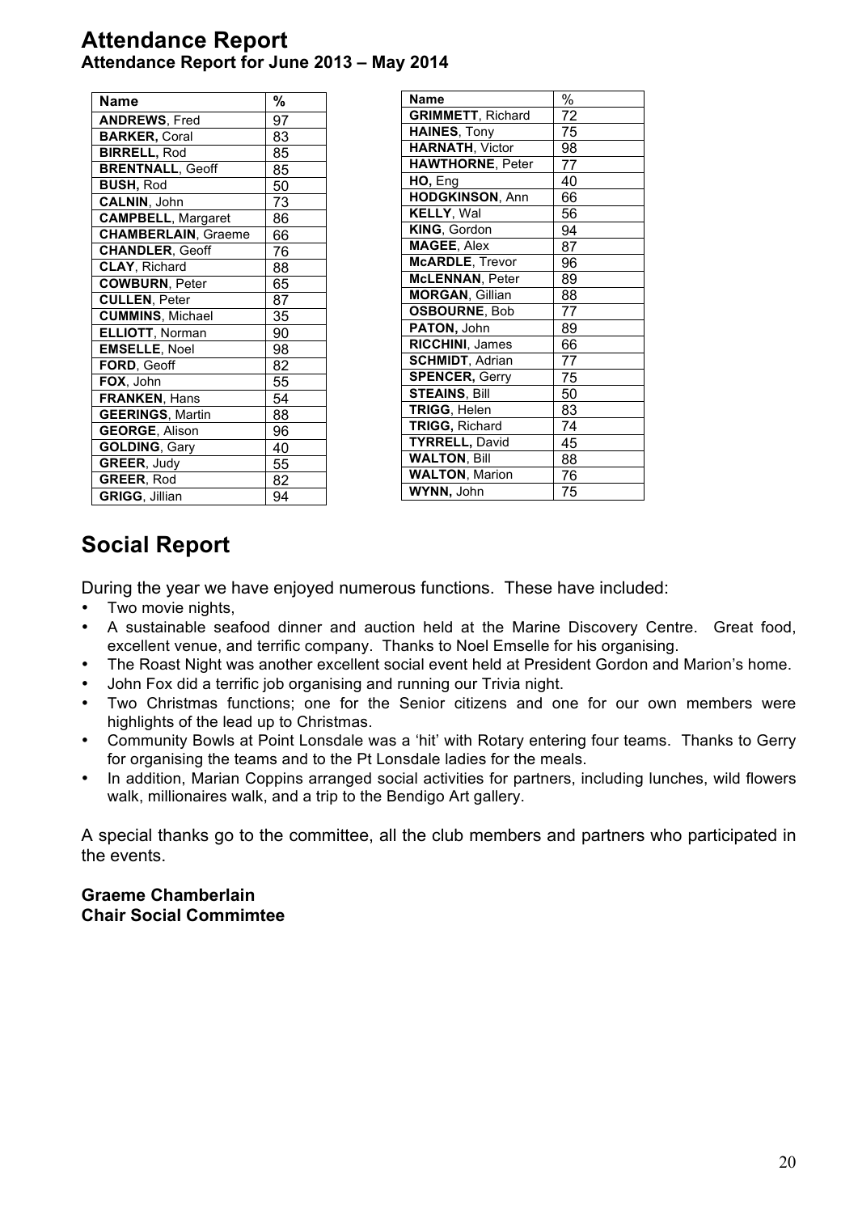# Attendance Report

**Attendance Report for June 2013 – May 2014**

| Name | % |
|---|---|
| **ANDREWS**, Fred | 97 |
| **BARKER,** Coral | 83 |
| **BIRRELL,** Rod | 85 |
| **BRENTNALL**, Geoff | 85 |
| **BUSH,** Rod | 50 |
| **CALNIN**, John | 73 |
| **CAMPBELL**, Margaret | 86 |
| **CHAMBERLAIN**, Graeme | 66 |
| **CHANDLER**, Geoff | 76 |
| **CLAY**, Richard | 88 |
| **COWBURN**, Peter | 65 |
| **CULLEN**, Peter | 87 |
| **CUMMINS**, Michael | 35 |
| **ELLIOTT**, Norman | 90 |
| **EMSELLE**, Noel | 98 |
| **FORD**, Geoff | 82 |
| **FOX**, John | 55 |
| **FRANKEN**, Hans | 54 |
| **GEERINGS**, Martin | 88 |
| **GEORGE**, Alison | 96 |
| **GOLDING**, Gary | 40 |
| **GREER**, Judy | 55 |
| **GREER**, Rod | 82 |
| **GRIGG**, Jillian | 94 |
| **GRIMMETT**, Richard | 72 |
| **HAINES**, Tony | 75 |
| **HARNATH**, Victor | 98 |
| **HAWTHORNE**, Peter | 77 |
| **HO,** Eng | 40 |
| **HODGKINSON**, Ann | 66 |
| **KELLY**, Wal | 56 |
| **KING**, Gordon | 94 |
| **MAGEE**, Alex | 87 |
| **McARDLE**, Trevor | 96 |
| **McLENNAN**, Peter | 89 |
| **MORGAN**, Gillian | 88 |
| **OSBOURNE**, Bob | 77 |
| **PATON,** John | 89 |
| **RICCHINI**, James | 66 |
| **SCHMIDT**, Adrian | 77 |
| **SPENCER,** Gerry | 75 |
| **STEAINS**, Bill | 50 |
| **TRIGG**, Helen | 83 |
| **TRIGG,** Richard | 74 |
| **TYRRELL,** David | 45 |
| **WALTON**, Bill | 88 |
| **WALTON**, Marion | 76 |
| **WYNN,** John | 75 |

# Social Report

During the year we have enjoyed numerous functions. These have included:

- Two movie nights,
- A sustainable seafood dinner and auction held at the Marine Discovery Centre. Great food, excellent venue, and terrific company. Thanks to Noel Emselle for his organising.
- The Roast Night was another excellent social event held at President Gordon and Marion's home.
- John Fox did a terrific job organising and running our Trivia night.
- Two Christmas functions; one for the Senior citizens and one for our own members were highlights of the lead up to Christmas.
- Community Bowls at Point Lonsdale was a 'hit' with Rotary entering four teams. Thanks to Gerry for organising the teams and to the Pt Lonsdale ladies for the meals.
- In addition, Marian Coppins arranged social activities for partners, including lunches, wild flowers walk, millionaires walk, and a trip to the Bendigo Art gallery.

A special thanks go to the committee, all the club members and partners who participated in the events.

**Graeme Chamberlain**
**Chair Social Commimtee**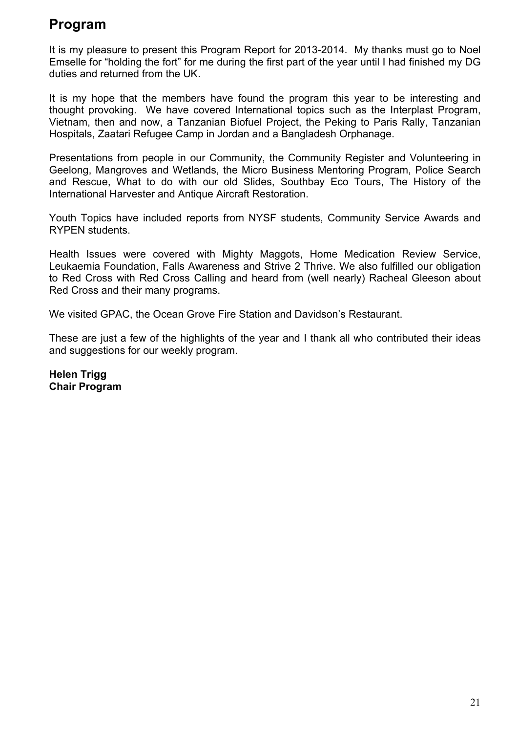# Program

It is my pleasure to present this Program Report for 2013-2014. My thanks must go to Noel Emselle for "holding the fort" for me during the first part of the year until I had finished my DG duties and returned from the UK.

It is my hope that the members have found the program this year to be interesting and thought provoking. We have covered International topics such as the Interplast Program, Vietnam, then and now, a Tanzanian Biofuel Project, the Peking to Paris Rally, Tanzanian Hospitals, Zaatari Refugee Camp in Jordan and a Bangladesh Orphanage.

Presentations from people in our Community, the Community Register and Volunteering in Geelong, Mangroves and Wetlands, the Micro Business Mentoring Program, Police Search and Rescue, What to do with our old Slides, Southbay Eco Tours, The History of the International Harvester and Antique Aircraft Restoration.

Youth Topics have included reports from NYSF students, Community Service Awards and RYPEN students.

Health Issues were covered with Mighty Maggots, Home Medication Review Service, Leukaemia Foundation, Falls Awareness and Strive 2 Thrive. We also fulfilled our obligation to Red Cross with Red Cross Calling and heard from (well nearly) Racheal Gleeson about Red Cross and their many programs.

We visited GPAC, the Ocean Grove Fire Station and Davidson's Restaurant.

These are just a few of the highlights of the year and I thank all who contributed their ideas and suggestions for our weekly program.

**Helen Trigg**
**Chair Program**